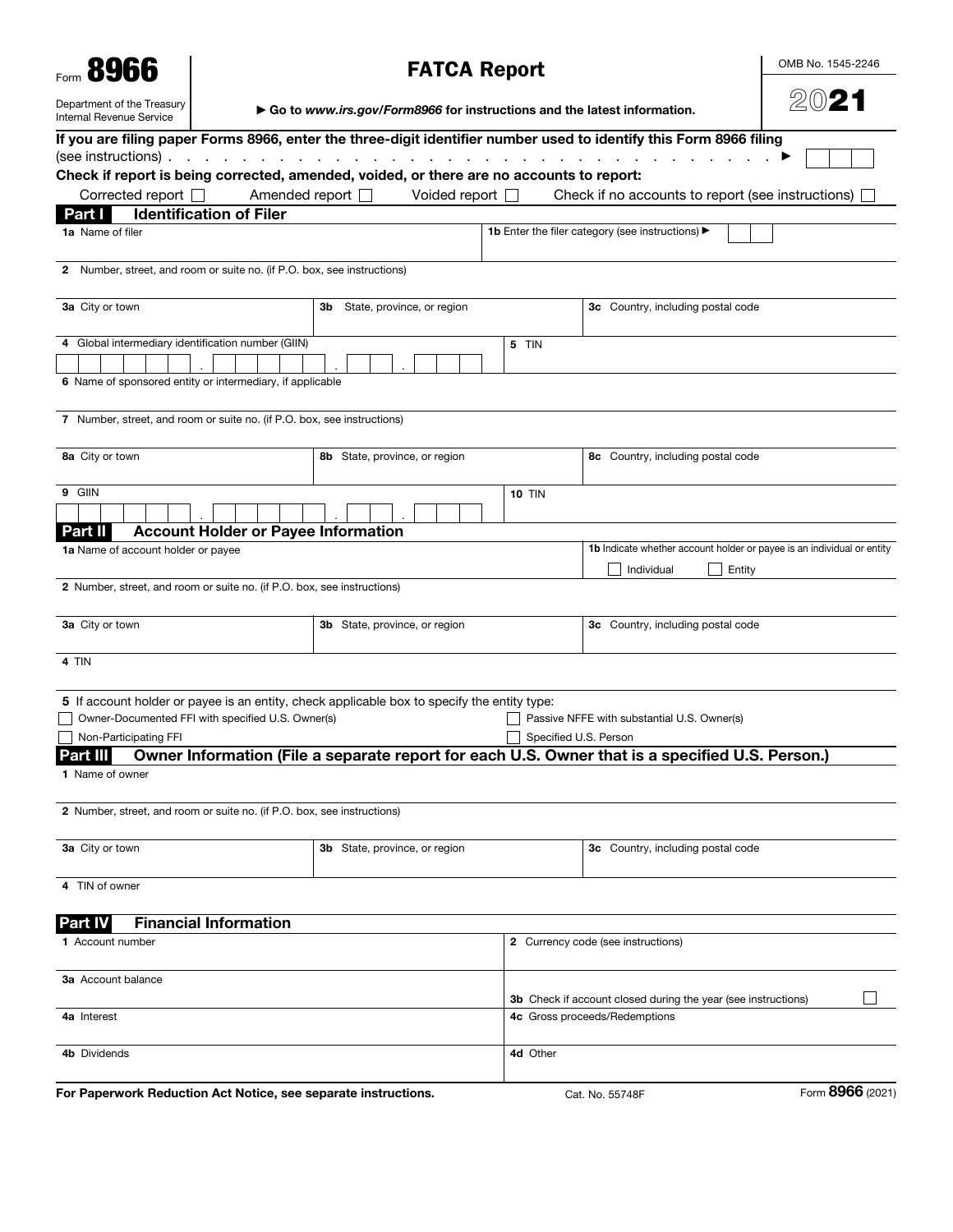Form **8966**

Department of the Treasury
Internal Revenue Service

# FATCA Report

► Go to *www.irs.gov/Form8966* for instructions and the latest information.

OMB No. 1545-2246

2021

**If you are filing paper Forms 8966, enter the three-digit identifier number used to identify this Form 8966 filing** (see instructions) . . . . . . . . . . . . . . . . . . . . . . . . . . . . . . . . ►

**Check if report is being corrected, amended, voided, or there are no accounts to report:**

☐ Corrected report ☐ Amended report ☐ Voided report ☐ Check if no accounts to report (see instructions)

## Part I Identification of Filer

| | |
|---|---|
| **1a** Name of filer | **1b** Enter the filer category (see instructions) ► |
| **2** Number, street, and room or suite no. (if P.O. box, see instructions) | |

| | | |
|---|---|---|
| **3a** City or town | **3b** State, province, or region | **3c** Country, including postal code |

| | |
|---|---|
| **4** Global intermediary identification number (GIIN) | **5** TIN |
| **6** Name of sponsored entity or intermediary, if applicable | |
| **7** Number, street, and room or suite no. (if P.O. box, see instructions) | |

| | | |
|---|---|---|
| **8a** City or town | **8b** State, province, or region | **8c** Country, including postal code |

| | |
|---|---|
| **9** GIIN | **10** TIN |

## Part II Account Holder or Payee Information

| | |
|---|---|
| **1a** Name of account holder or payee | **1b** Indicate whether account holder or payee is an individual or entity ☐ Individual ☐ Entity |
| **2** Number, street, and room or suite no. (if P.O. box, see instructions) | |

| | | |
|---|---|---|
| **3a** City or town | **3b** State, province, or region | **3c** Country, including postal code |

**4** TIN

**5** If account holder or payee is an entity, check applicable box to specify the entity type:

☐ Owner-Documented FFI with specified U.S. Owner(s)
☐ Passive NFFE with substantial U.S. Owner(s)
☐ Non-Participating FFI
☐ Specified U.S. Person

## Part III Owner Information (File a separate report for each U.S. Owner that is a specified U.S. Person.)

**1** Name of owner

**2** Number, street, and room or suite no. (if P.O. box, see instructions)

| | | |
|---|---|---|
| **3a** City or town | **3b** State, province, or region | **3c** Country, including postal code |

**4** TIN of owner

## Part IV Financial Information

| | |
|---|---|
| **1** Account number | **2** Currency code (see instructions) |
| **3a** Account balance | **3b** Check if account closed during the year (see instructions) ☐ |
| **4a** Interest | **4c** Gross proceeds/Redemptions |
| **4b** Dividends | **4d** Other |

**For Paperwork Reduction Act Notice, see separate instructions.** Cat. No. 55748F Form **8966** (2021)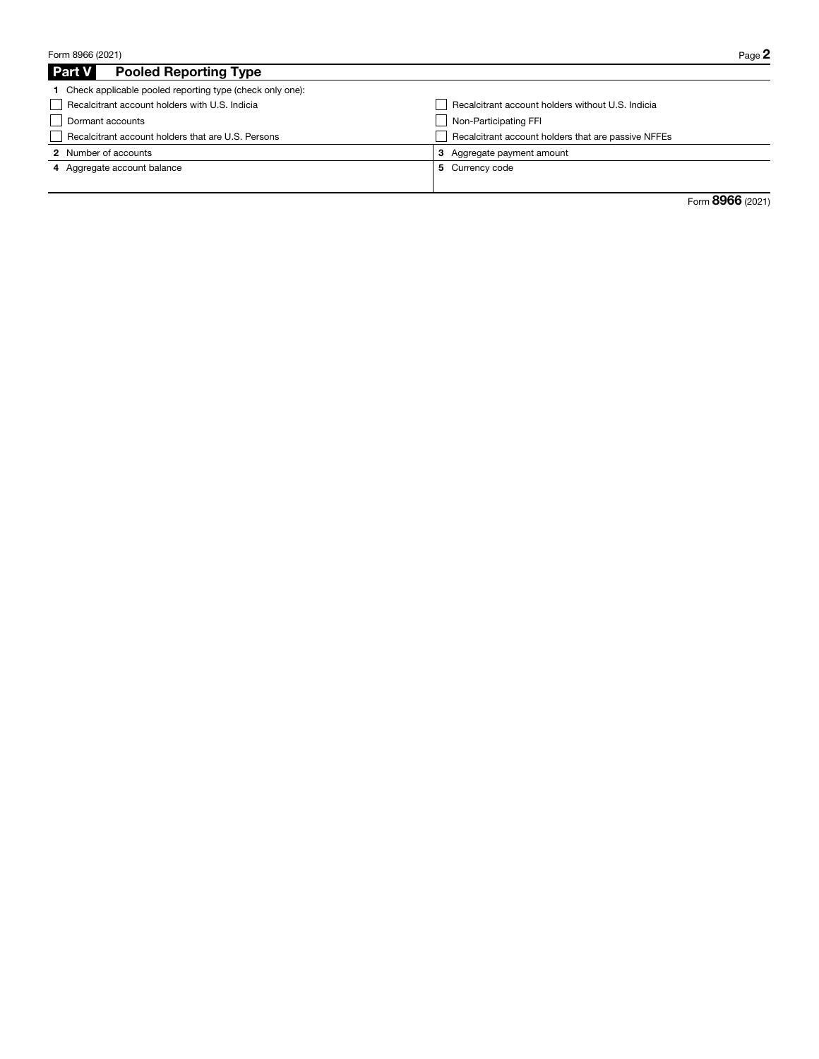## Part V Pooled Reporting Type

**1** Check applicable pooled reporting type (check only one):

- ☐ Recalcitrant account holders with U.S. Indicia
- ☐ Recalcitrant account holders without U.S. Indicia
- ☐ Dormant accounts
- ☐ Non-Participating FFI
- ☐ Recalcitrant account holders that are U.S. Persons
- ☐ Recalcitrant account holders that are passive NFFEs

| | |
|---|---|
| **2** Number of accounts | **3** Aggregate payment amount |
| **4** Aggregate account balance | **5** Currency code |

Form **8966** (2021)